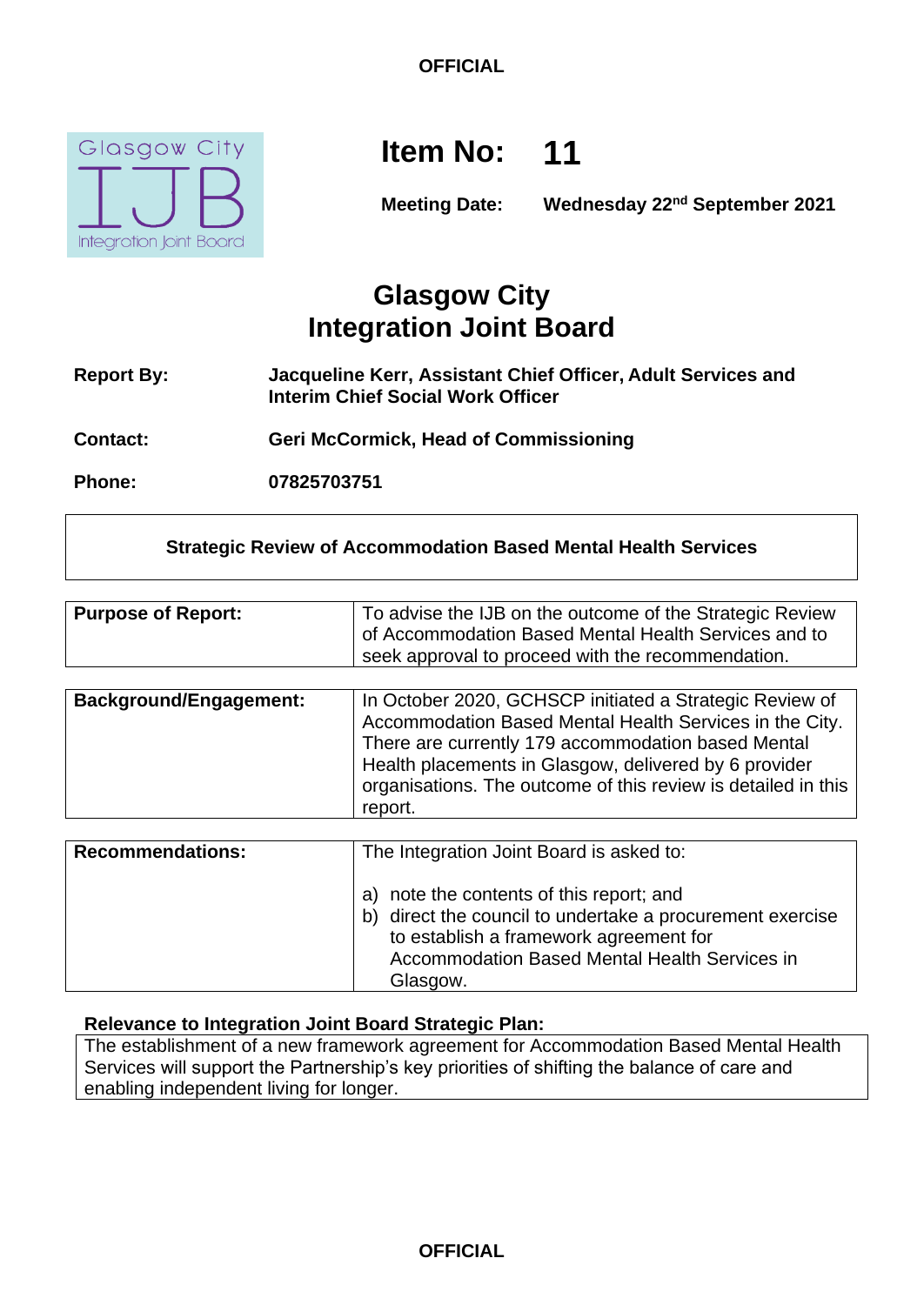OFFICIAL

Glasgow City IJB Integration Joint Board

**Item No: 11**

**Meeting Date:** Wednesday 22nd September 2021

# Glasgow City Integration Joint Board

| | |
|---|---|
| **Report By:** | **Jacqueline Kerr, Assistant Chief Officer, Adult Services and Interim Chief Social Work Officer** |
| **Contact:** | **Geri McCormick, Head of Commissioning** |
| **Phone:** | **07825703751** |

## Strategic Review of Accommodation Based Mental Health Services

| | |
|---|---|
| **Purpose of Report:** | To advise the IJB on the outcome of the Strategic Review of Accommodation Based Mental Health Services and to seek approval to proceed with the recommendation. |

| | |
|---|---|
| **Background/Engagement:** | In October 2020, GCHSCP initiated a Strategic Review of Accommodation Based Mental Health Services in the City. There are currently 179 accommodation based Mental Health placements in Glasgow, delivered by 6 provider organisations. The outcome of this review is detailed in this report. |

| | |
|---|---|
| **Recommendations:** | The Integration Joint Board is asked to:<br><br>a) note the contents of this report; and<br>b) direct the council to undertake a procurement exercise to establish a framework agreement for Accommodation Based Mental Health Services in Glasgow. |

**Relevance to Integration Joint Board Strategic Plan:**

The establishment of a new framework agreement for Accommodation Based Mental Health Services will support the Partnership's key priorities of shifting the balance of care and enabling independent living for longer.

OFFICIAL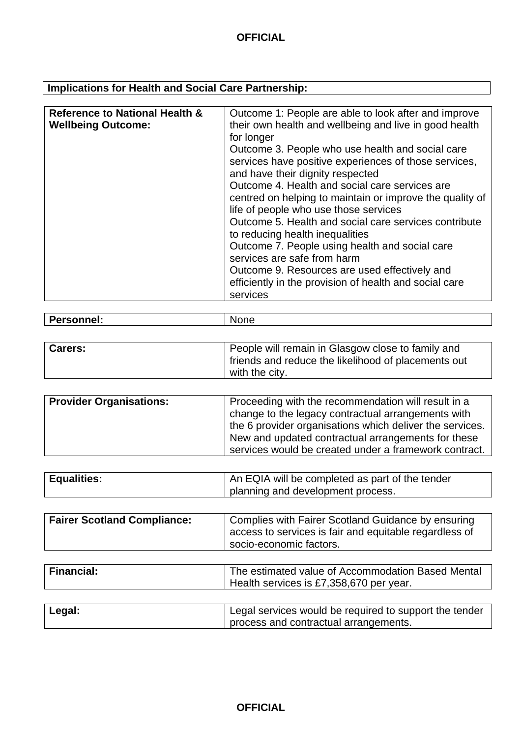**Implications for Health and Social Care Partnership:**

| | |
|---|---|
| **Reference to National Health & Wellbeing Outcome:** | Outcome 1: People are able to look after and improve their own health and wellbeing and live in good health for longer<br>Outcome 3. People who use health and social care services have positive experiences of those services, and have their dignity respected<br>Outcome 4. Health and social care services are centred on helping to maintain or improve the quality of life of people who use those services<br>Outcome 5. Health and social care services contribute to reducing health inequalities<br>Outcome 7. People using health and social care services are safe from harm<br>Outcome 9. Resources are used effectively and efficiently in the provision of health and social care services |
| **Personnel:** | None |
| **Carers:** | People will remain in Glasgow close to family and friends and reduce the likelihood of placements out with the city. |
| **Provider Organisations:** | Proceeding with the recommendation will result in a change to the legacy contractual arrangements with the 6 provider organisations which deliver the services. New and updated contractual arrangements for these services would be created under a framework contract. |
| **Equalities:** | An EQIA will be completed as part of the tender planning and development process. |
| **Fairer Scotland Compliance:** | Complies with Fairer Scotland Guidance by ensuring access to services is fair and equitable regardless of socio-economic factors. |
| **Financial:** | The estimated value of Accommodation Based Mental Health services is £7,358,670 per year. |
| **Legal:** | Legal services would be required to support the tender process and contractual arrangements. |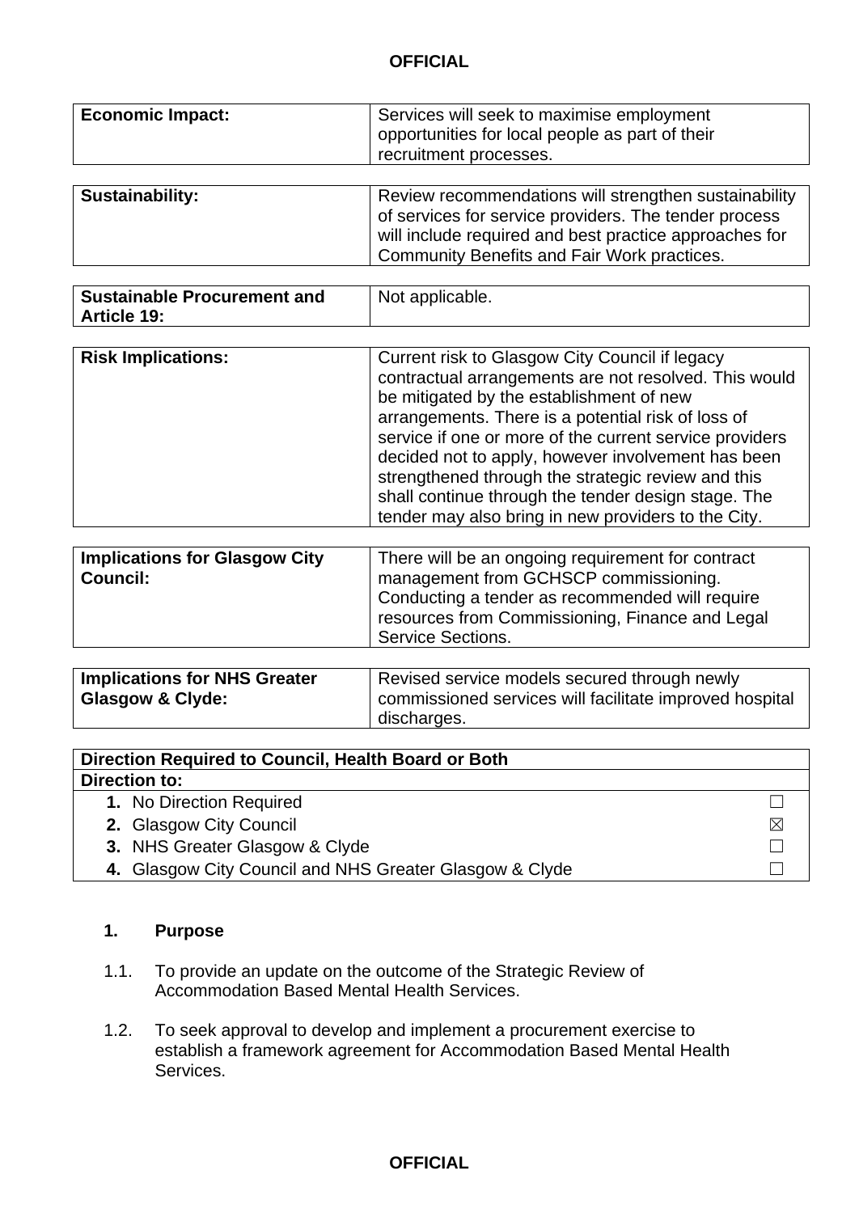| Economic Impact: | Services will seek to maximise employment opportunities for local people as part of their recruitment processes. |
|---|---|

| Sustainability: | Review recommendations will strengthen sustainability of services for service providers. The tender process will include required and best practice approaches for Community Benefits and Fair Work practices. |
|---|---|

| Sustainable Procurement and Article 19: | Not applicable. |
|---|---|

| Risk Implications: | Current risk to Glasgow City Council if legacy contractual arrangements are not resolved. This would be mitigated by the establishment of new arrangements. There is a potential risk of loss of service if one or more of the current service providers decided not to apply, however involvement has been strengthened through the strategic review and this shall continue through the tender design stage. The tender may also bring in new providers to the City. |
|---|---|

| Implications for Glasgow City Council: | There will be an ongoing requirement for contract management from GCHSCP commissioning. Conducting a tender as recommended will require resources from Commissioning, Finance and Legal Service Sections. |
|---|---|

| Implications for NHS Greater Glasgow & Clyde: | Revised service models secured through newly commissioned services will facilitate improved hospital discharges. |
|---|---|

| Direction Required to Council, Health Board or Both | |
|---|---|
| **Direction to:** | |
| **1.** No Direction Required | ☐ |
| **2.** Glasgow City Council | ☒ |
| **3.** NHS Greater Glasgow & Clyde | ☐ |
| **4.** Glasgow City Council and NHS Greater Glasgow & Clyde | ☐ |

## 1. Purpose

1.1. To provide an update on the outcome of the Strategic Review of Accommodation Based Mental Health Services.

1.2. To seek approval to develop and implement a procurement exercise to establish a framework agreement for Accommodation Based Mental Health Services.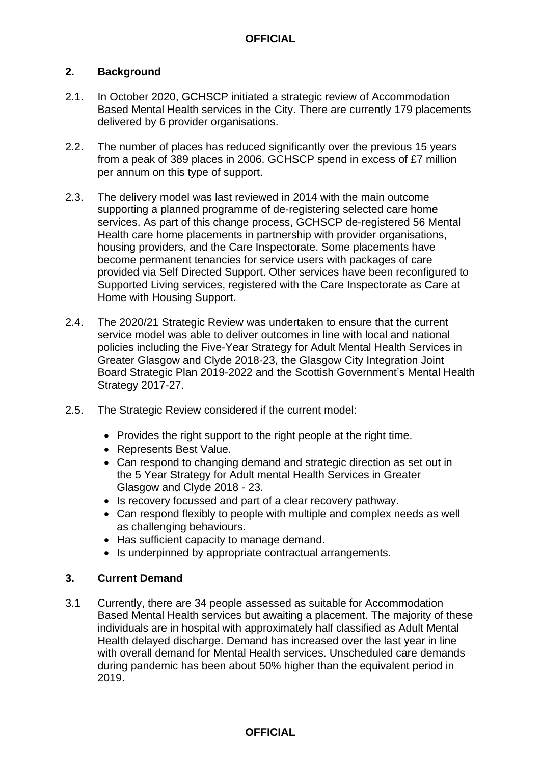## 2. Background

2.1. In October 2020, GCHSCP initiated a strategic review of Accommodation Based Mental Health services in the City. There are currently 179 placements delivered by 6 provider organisations.

2.2. The number of places has reduced significantly over the previous 15 years from a peak of 389 places in 2006. GCHSCP spend in excess of £7 million per annum on this type of support.

2.3. The delivery model was last reviewed in 2014 with the main outcome supporting a planned programme of de-registering selected care home services. As part of this change process, GCHSCP de-registered 56 Mental Health care home placements in partnership with provider organisations, housing providers, and the Care Inspectorate. Some placements have become permanent tenancies for service users with packages of care provided via Self Directed Support. Other services have been reconfigured to Supported Living services, registered with the Care Inspectorate as Care at Home with Housing Support.

2.4. The 2020/21 Strategic Review was undertaken to ensure that the current service model was able to deliver outcomes in line with local and national policies including the Five-Year Strategy for Adult Mental Health Services in Greater Glasgow and Clyde 2018-23, the Glasgow City Integration Joint Board Strategic Plan 2019-2022 and the Scottish Government's Mental Health Strategy 2017-27.

2.5. The Strategic Review considered if the current model:

- Provides the right support to the right people at the right time.
- Represents Best Value.
- Can respond to changing demand and strategic direction as set out in the 5 Year Strategy for Adult mental Health Services in Greater Glasgow and Clyde 2018 - 23.
- Is recovery focussed and part of a clear recovery pathway.
- Can respond flexibly to people with multiple and complex needs as well as challenging behaviours.
- Has sufficient capacity to manage demand.
- Is underpinned by appropriate contractual arrangements.

## 3. Current Demand

3.1 Currently, there are 34 people assessed as suitable for Accommodation Based Mental Health services but awaiting a placement. The majority of these individuals are in hospital with approximately half classified as Adult Mental Health delayed discharge. Demand has increased over the last year in line with overall demand for Mental Health services. Unscheduled care demands during pandemic has been about 50% higher than the equivalent period in 2019.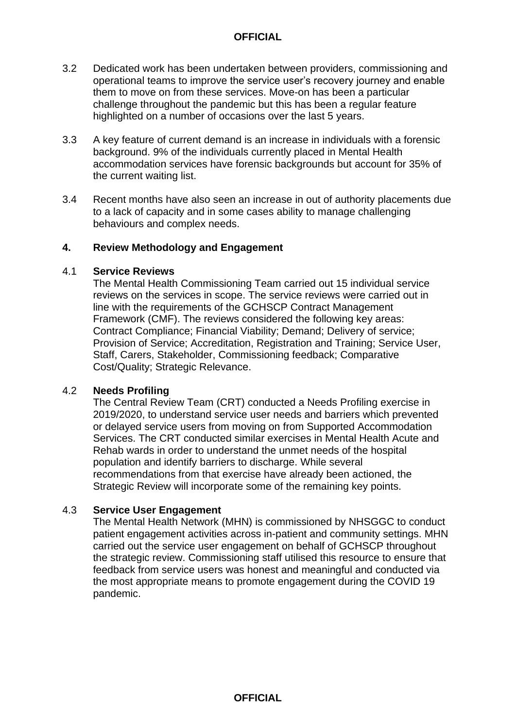3.2 Dedicated work has been undertaken between providers, commissioning and operational teams to improve the service user's recovery journey and enable them to move on from these services. Move-on has been a particular challenge throughout the pandemic but this has been a regular feature highlighted on a number of occasions over the last 5 years.

3.3 A key feature of current demand is an increase in individuals with a forensic background. 9% of the individuals currently placed in Mental Health accommodation services have forensic backgrounds but account for 35% of the current waiting list.

3.4 Recent months have also seen an increase in out of authority placements due to a lack of capacity and in some cases ability to manage challenging behaviours and complex needs.

## 4. Review Methodology and Engagement

### 4.1 Service Reviews

The Mental Health Commissioning Team carried out 15 individual service reviews on the services in scope. The service reviews were carried out in line with the requirements of the GCHSCP Contract Management Framework (CMF). The reviews considered the following key areas: Contract Compliance; Financial Viability; Demand; Delivery of service; Provision of Service; Accreditation, Registration and Training; Service User, Staff, Carers, Stakeholder, Commissioning feedback; Comparative Cost/Quality; Strategic Relevance.

### 4.2 Needs Profiling

The Central Review Team (CRT) conducted a Needs Profiling exercise in 2019/2020, to understand service user needs and barriers which prevented or delayed service users from moving on from Supported Accommodation Services. The CRT conducted similar exercises in Mental Health Acute and Rehab wards in order to understand the unmet needs of the hospital population and identify barriers to discharge. While several recommendations from that exercise have already been actioned, the Strategic Review will incorporate some of the remaining key points.

### 4.3 Service User Engagement

The Mental Health Network (MHN) is commissioned by NHSGGC to conduct patient engagement activities across in-patient and community settings. MHN carried out the service user engagement on behalf of GCHSCP throughout the strategic review. Commissioning staff utilised this resource to ensure that feedback from service users was honest and meaningful and conducted via the most appropriate means to promote engagement during the COVID 19 pandemic.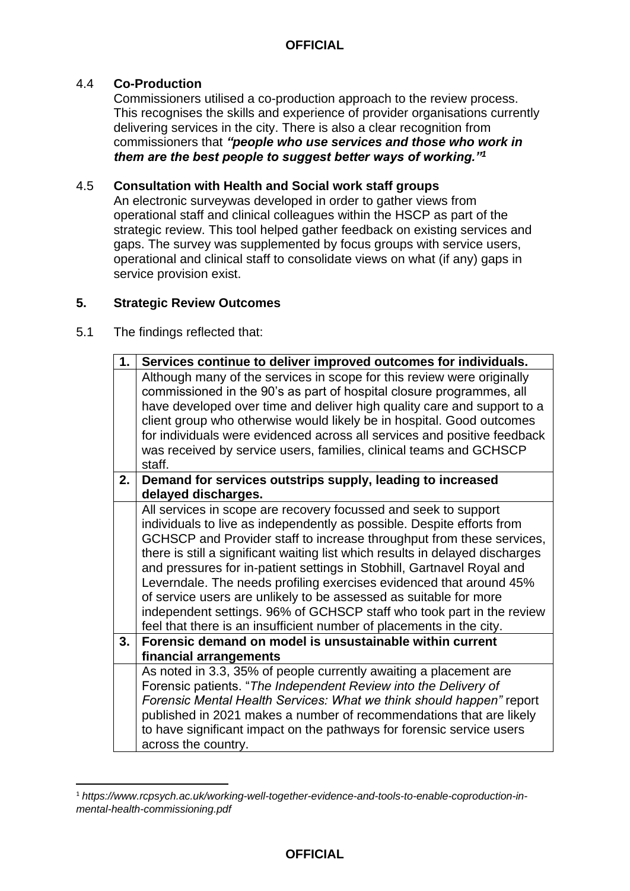4.4 **Co-Production**

Commissioners utilised a co-production approach to the review process. This recognises the skills and experience of provider organisations currently delivering services in the city. There is also a clear recognition from commissioners that ***"people who use services and those who work in them are the best people to suggest better ways of working."***[1]

4.5 **Consultation with Health and Social work staff groups**

An electronic surveywas developed in order to gather views from operational staff and clinical colleagues within the HSCP as part of the strategic review. This tool helped gather feedback on existing services and gaps. The survey was supplemented by focus groups with service users, operational and clinical staff to consolidate views on what (if any) gaps in service provision exist.

## 5. Strategic Review Outcomes

5.1 The findings reflected that:

| | |
|---|---|
| **1.** | **Services continue to deliver improved outcomes for individuals.** |
| | Although many of the services in scope for this review were originally commissioned in the 90's as part of hospital closure programmes, all have developed over time and deliver high quality care and support to a client group who otherwise would likely be in hospital. Good outcomes for individuals were evidenced across all services and positive feedback was received by service users, families, clinical teams and GCHSCP staff. |
| **2.** | **Demand for services outstrips supply, leading to increased delayed discharges.** |
| | All services in scope are recovery focussed and seek to support individuals to live as independently as possible. Despite efforts from GCHSCP and Provider staff to increase throughput from these services, there is still a significant waiting list which results in delayed discharges and pressures for in-patient settings in Stobhill, Gartnavel Royal and Leverndale. The needs profiling exercises evidenced that around 45% of service users are unlikely to be assessed as suitable for more independent settings. 96% of GCHSCP staff who took part in the review feel that there is an insufficient number of placements in the city. |
| **3.** | **Forensic demand on model is unsustainable within current financial arrangements** |
| | As noted in 3.3, 35% of people currently awaiting a placement are Forensic patients. "*The Independent Review into the Delivery of Forensic Mental Health Services: What we think should happen"* report published in 2021 makes a number of recommendations that are likely to have significant impact on the pathways for forensic service users across the country. |

[1] *https://www.rcpsych.ac.uk/working-well-together-evidence-and-tools-to-enable-coproduction-in-mental-health-commissioning.pdf*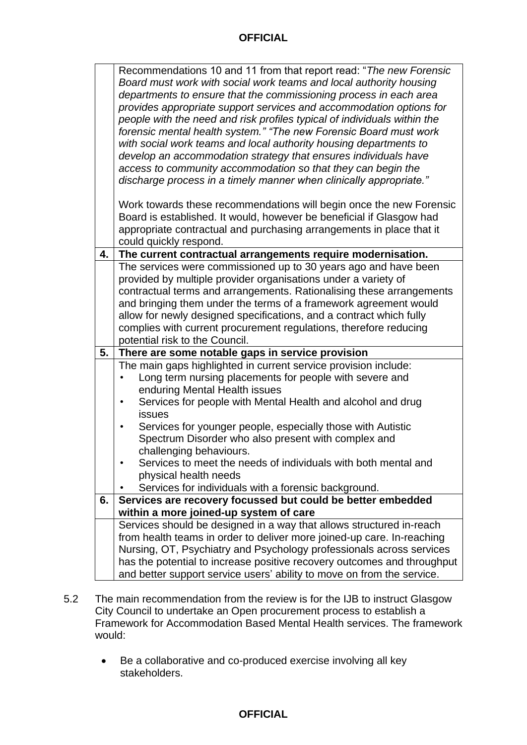| | |
|---|---|
| | Recommendations 10 and 11 from that report read: "*The new Forensic Board must work with social work teams and local authority housing departments to ensure that the commissioning process in each area provides appropriate support services and accommodation options for people with the need and risk profiles typical of individuals within the forensic mental health system." "The new Forensic Board must work with social work teams and local authority housing departments to develop an accommodation strategy that ensures individuals have access to community accommodation so that they can begin the discharge process in a timely manner when clinically appropriate."*<br><br>Work towards these recommendations will begin once the new Forensic Board is established. It would, however be beneficial if Glasgow had appropriate contractual and purchasing arrangements in place that it could quickly respond. |
| **4.** | **The current contractual arrangements require modernisation.** |
| | The services were commissioned up to 30 years ago and have been provided by multiple provider organisations under a variety of contractual terms and arrangements. Rationalising these arrangements and bringing them under the terms of a framework agreement would allow for newly designed specifications, and a contract which fully complies with current procurement regulations, therefore reducing potential risk to the Council. |
| **5.** | **There are some notable gaps in service provision** |
| | The main gaps highlighted in current service provision include:<br>• Long term nursing placements for people with severe and enduring Mental Health issues<br>• Services for people with Mental Health and alcohol and drug issues<br>• Services for younger people, especially those with Autistic Spectrum Disorder who also present with complex and challenging behaviours.<br>• Services to meet the needs of individuals with both mental and physical health needs<br>• Services for individuals with a forensic background. |
| **6.** | **Services are recovery focussed but could be better embedded within a more joined-up system of care** |
| | Services should be designed in a way that allows structured in-reach from health teams in order to deliver more joined-up care. In-reaching Nursing, OT, Psychiatry and Psychology professionals across services has the potential to increase positive recovery outcomes and throughput and better support service users' ability to move on from the service. |

5.2 The main recommendation from the review is for the IJB to instruct Glasgow City Council to undertake an Open procurement process to establish a Framework for Accommodation Based Mental Health services. The framework would:

- Be a collaborative and co-produced exercise involving all key stakeholders.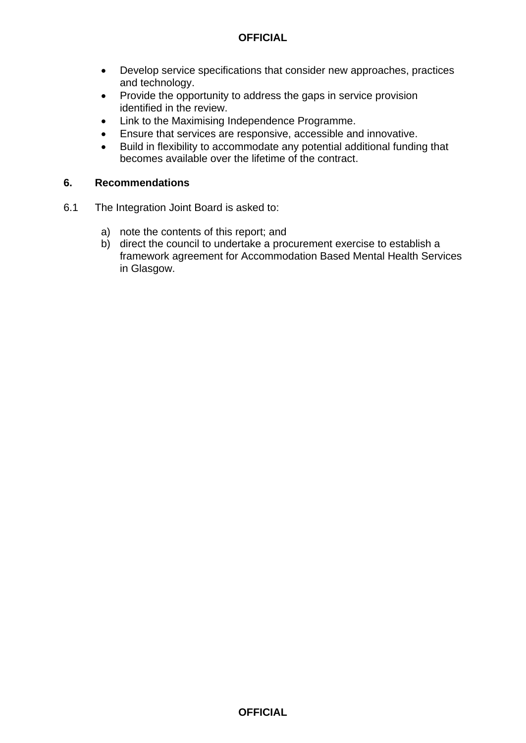- Develop service specifications that consider new approaches, practices and technology.
- Provide the opportunity to address the gaps in service provision identified in the review.
- Link to the Maximising Independence Programme.
- Ensure that services are responsive, accessible and innovative.
- Build in flexibility to accommodate any potential additional funding that becomes available over the lifetime of the contract.

## 6. Recommendations

6.1 The Integration Joint Board is asked to:

a) note the contents of this report; and
b) direct the council to undertake a procurement exercise to establish a framework agreement for Accommodation Based Mental Health Services in Glasgow.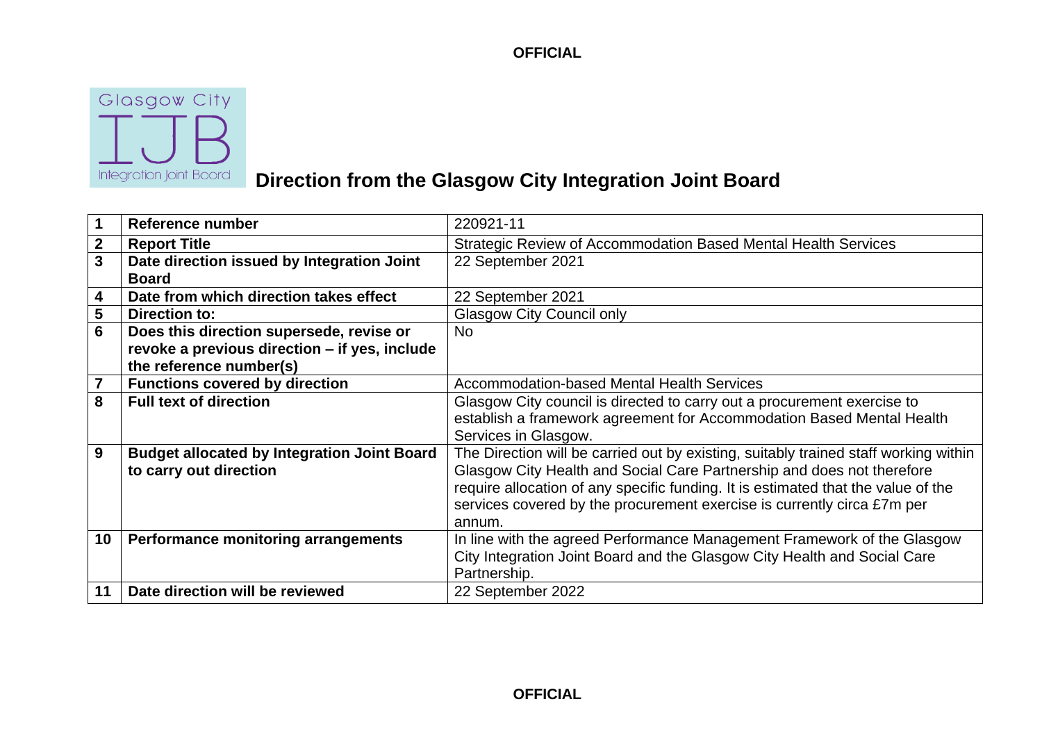# Direction from the Glasgow City Integration Joint Board

| | | |
|---|---|---|
| 1 | **Reference number** | 220921-11 |
| 2 | **Report Title** | Strategic Review of Accommodation Based Mental Health Services |
| 3 | **Date direction issued by Integration Joint Board** | 22 September 2021 |
| 4 | **Date from which direction takes effect** | 22 September 2021 |
| 5 | **Direction to:** | Glasgow City Council only |
| 6 | **Does this direction supersede, revise or revoke a previous direction – if yes, include the reference number(s)** | No |
| 7 | **Functions covered by direction** | Accommodation-based Mental Health Services |
| 8 | **Full text of direction** | Glasgow City council is directed to carry out a procurement exercise to establish a framework agreement for Accommodation Based Mental Health Services in Glasgow. |
| 9 | **Budget allocated by Integration Joint Board to carry out direction** | The Direction will be carried out by existing, suitably trained staff working within Glasgow City Health and Social Care Partnership and does not therefore require allocation of any specific funding. It is estimated that the value of the services covered by the procurement exercise is currently circa £7m per annum. |
| 10 | **Performance monitoring arrangements** | In line with the agreed Performance Management Framework of the Glasgow City Integration Joint Board and the Glasgow City Health and Social Care Partnership. |
| 11 | **Date direction will be reviewed** | 22 September 2022 |